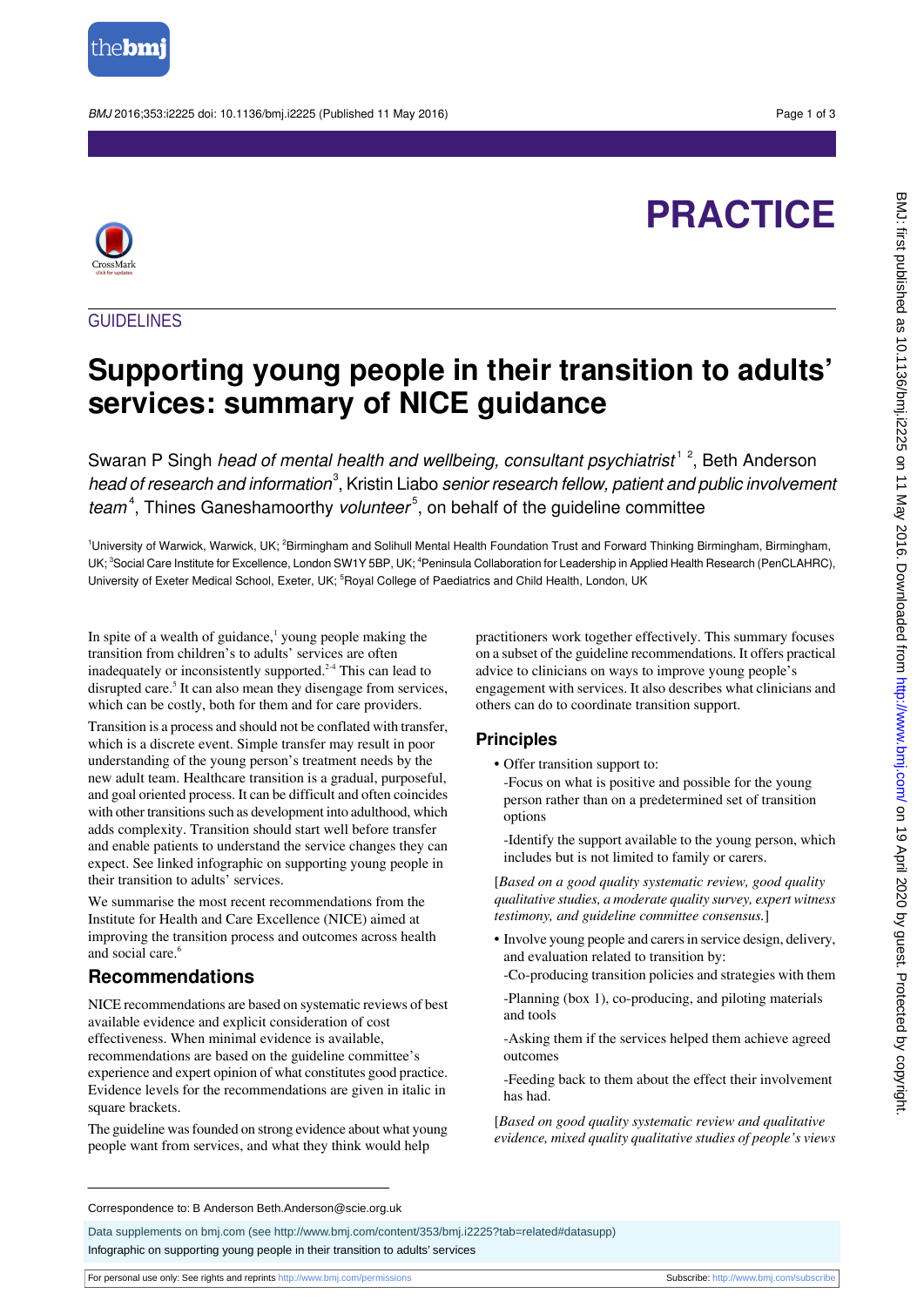PRACTICE

GUIDELINES

# Supporting young people in their transition to adults' services: summary of NICE guidance

Swaran P Singh *head of mental health and wellbeing, consultant psychiatrist*[1,2], Beth Anderson *head of research and information*[3], Kristin Liabo *senior research fellow, patient and public involvement team*[4], Thines Ganeshamoorthy *volunteer*[5], on behalf of the guideline committee

[1]University of Warwick, Warwick, UK; [2]Birmingham and Solihull Mental Health Foundation Trust and Forward Thinking Birmingham, Birmingham, UK; [3]Social Care Institute for Excellence, London SW1Y 5BP, UK; [4]Peninsula Collaboration for Leadership in Applied Health Research (PenCLAHRC), University of Exeter Medical School, Exeter, UK; [5]Royal College of Paediatrics and Child Health, London, UK

In spite of a wealth of guidance,[1] young people making the transition from children's to adults' services are often inadequately or inconsistently supported.[2-4] This can lead to disrupted care.[5] It can also mean they disengage from services, which can be costly, both for them and for care providers.

Transition is a process and should not be conflated with transfer, which is a discrete event. Simple transfer may result in poor understanding of the young person's treatment needs by the new adult team. Healthcare transition is a gradual, purposeful, and goal oriented process. It can be difficult and often coincides with other transitions such as development into adulthood, which adds complexity. Transition should start well before transfer and enable patients to understand the service changes they can expect. See linked infographic on supporting young people in their transition to adults' services.

We summarise the most recent recommendations from the Institute for Health and Care Excellence (NICE) aimed at improving the transition process and outcomes across health and social care.[6]

## Recommendations

NICE recommendations are based on systematic reviews of best available evidence and explicit consideration of cost effectiveness. When minimal evidence is available, recommendations are based on the guideline committee's experience and expert opinion of what constitutes good practice. Evidence levels for the recommendations are given in italic in square brackets.

The guideline was founded on strong evidence about what young people want from services, and what they think would help practitioners work together effectively. This summary focuses on a subset of the guideline recommendations. It offers practical advice to clinicians on ways to improve young people's engagement with services. It also describes what clinicians and others can do to coordinate transition support.

## Principles

- Offer transition support to:
  - -Focus on what is positive and possible for the young person rather than on a predetermined set of transition options
  - -Identify the support available to the young person, which includes but is not limited to family or carers.

[*Based on a good quality systematic review, good quality qualitative studies, a moderate quality survey, expert witness testimony, and guideline committee consensus.*]

- Involve young people and carers in service design, delivery, and evaluation related to transition by:
  - -Co-producing transition policies and strategies with them
  - -Planning (box 1), co-producing, and piloting materials and tools
  - -Asking them if the services helped them achieve agreed outcomes
  - -Feeding back to them about the effect their involvement has had.

[*Based on good quality systematic review and qualitative evidence, mixed quality qualitative studies of people's views*

Correspondence to: B Anderson Beth.Anderson@scie.org.uk

Data supplements on bmj.com (see http://www.bmj.com/content/353/bmj.i2225?tab=related#datasupp)

Infographic on supporting young people in their transition to adults' services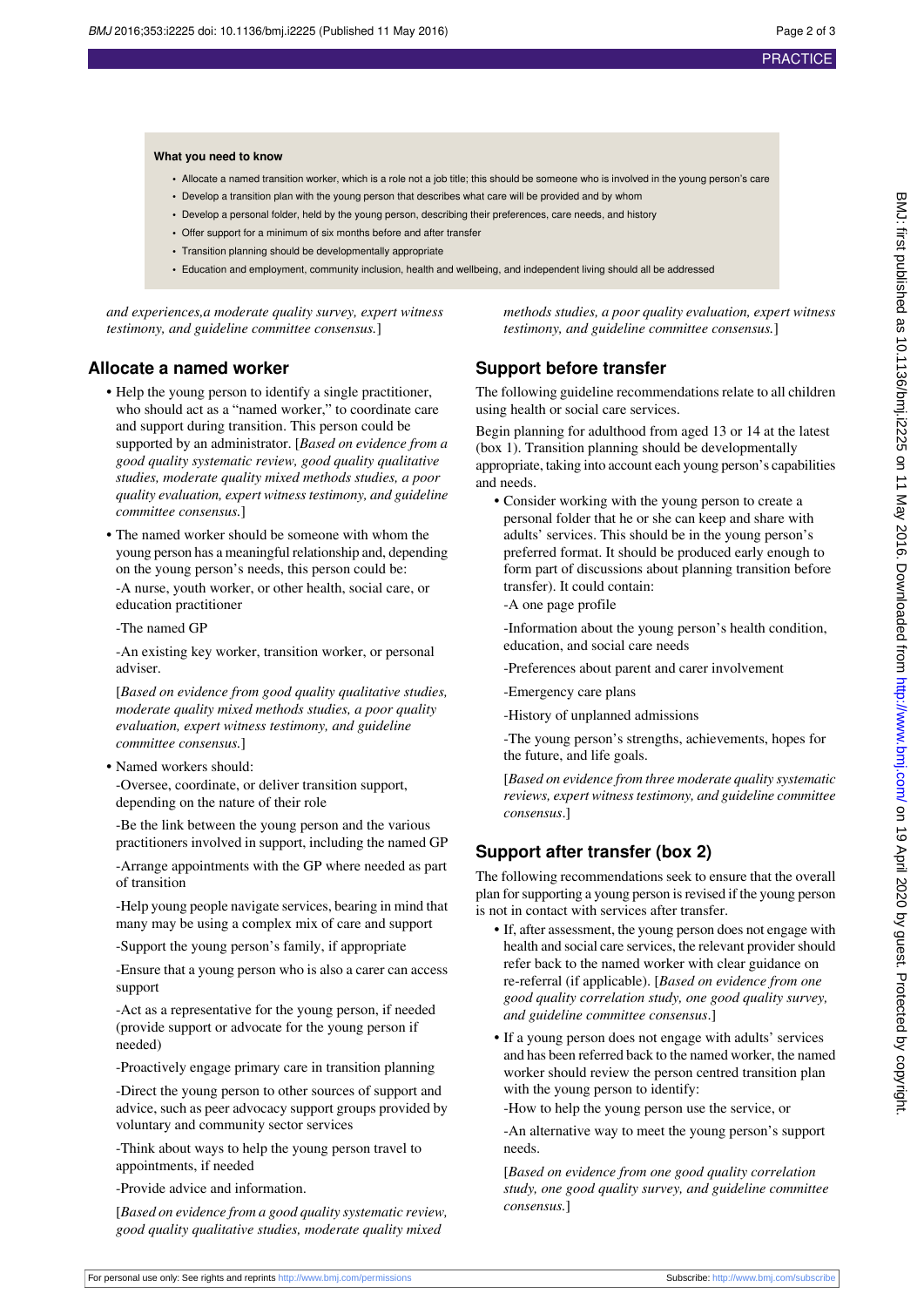**What you need to know**

- Allocate a named transition worker, which is a role not a job title; this should be someone who is involved in the young person's care
- Develop a transition plan with the young person that describes what care will be provided and by whom
- Develop a personal folder, held by the young person, describing their preferences, care needs, and history
- Offer support for a minimum of six months before and after transfer
- Transition planning should be developmentally appropriate
- Education and employment, community inclusion, health and wellbeing, and independent living should all be addressed

*and experiences,a moderate quality survey, expert witness testimony, and guideline committee consensus.*]

## Allocate a named worker

- Help the young person to identify a single practitioner, who should act as a "named worker," to coordinate care and support during transition. This person could be supported by an administrator. [*Based on evidence from a good quality systematic review, good quality qualitative studies, moderate quality mixed methods studies, a poor quality evaluation, expert witness testimony, and guideline committee consensus.*]
- The named worker should be someone with whom the young person has a meaningful relationship and, depending on the young person's needs, this person could be:

  -A nurse, youth worker, or other health, social care, or education practitioner

  -The named GP

  -An existing key worker, transition worker, or personal adviser.

  [*Based on evidence from good quality qualitative studies, moderate quality mixed methods studies, a poor quality evaluation, expert witness testimony, and guideline committee consensus.*]
- Named workers should:

  -Oversee, coordinate, or deliver transition support, depending on the nature of their role

  -Be the link between the young person and the various practitioners involved in support, including the named GP

  -Arrange appointments with the GP where needed as part of transition

  -Help young people navigate services, bearing in mind that many may be using a complex mix of care and support

  -Support the young person's family, if appropriate

  -Ensure that a young person who is also a carer can access support

  -Act as a representative for the young person, if needed (provide support or advocate for the young person if needed)

  -Proactively engage primary care in transition planning

  -Direct the young person to other sources of support and advice, such as peer advocacy support groups provided by voluntary and community sector services

  -Think about ways to help the young person travel to appointments, if needed

  -Provide advice and information.

  [*Based on evidence from a good quality systematic review, good quality qualitative studies, moderate quality mixed methods studies, a poor quality evaluation, expert witness testimony, and guideline committee consensus.*]

## Support before transfer

The following guideline recommendations relate to all children using health or social care services.

Begin planning for adulthood from aged 13 or 14 at the latest (box 1). Transition planning should be developmentally appropriate, taking into account each young person's capabilities and needs.

- Consider working with the young person to create a personal folder that he or she can keep and share with adults' services. This should be in the young person's preferred format. It should be produced early enough to form part of discussions about planning transition before transfer). It could contain:

  -A one page profile

  -Information about the young person's health condition, education, and social care needs

  -Preferences about parent and carer involvement

  -Emergency care plans

  -History of unplanned admissions

  -The young person's strengths, achievements, hopes for the future, and life goals.

  [*Based on evidence from three moderate quality systematic reviews, expert witness testimony, and guideline committee consensus.*]

## Support after transfer (box 2)

The following recommendations seek to ensure that the overall plan for supporting a young person is revised if the young person is not in contact with services after transfer.

- If, after assessment, the young person does not engage with health and social care services, the relevant provider should refer back to the named worker with clear guidance on re-referral (if applicable). [*Based on evidence from one good quality correlation study, one good quality survey, and guideline committee consensus.*]
- If a young person does not engage with adults' services and has been referred back to the named worker, the named worker should review the person centred transition plan with the young person to identify:

  -How to help the young person use the service, or

  -An alternative way to meet the young person's support needs.

  [*Based on evidence from one good quality correlation study, one good quality survey, and guideline committee consensus.*]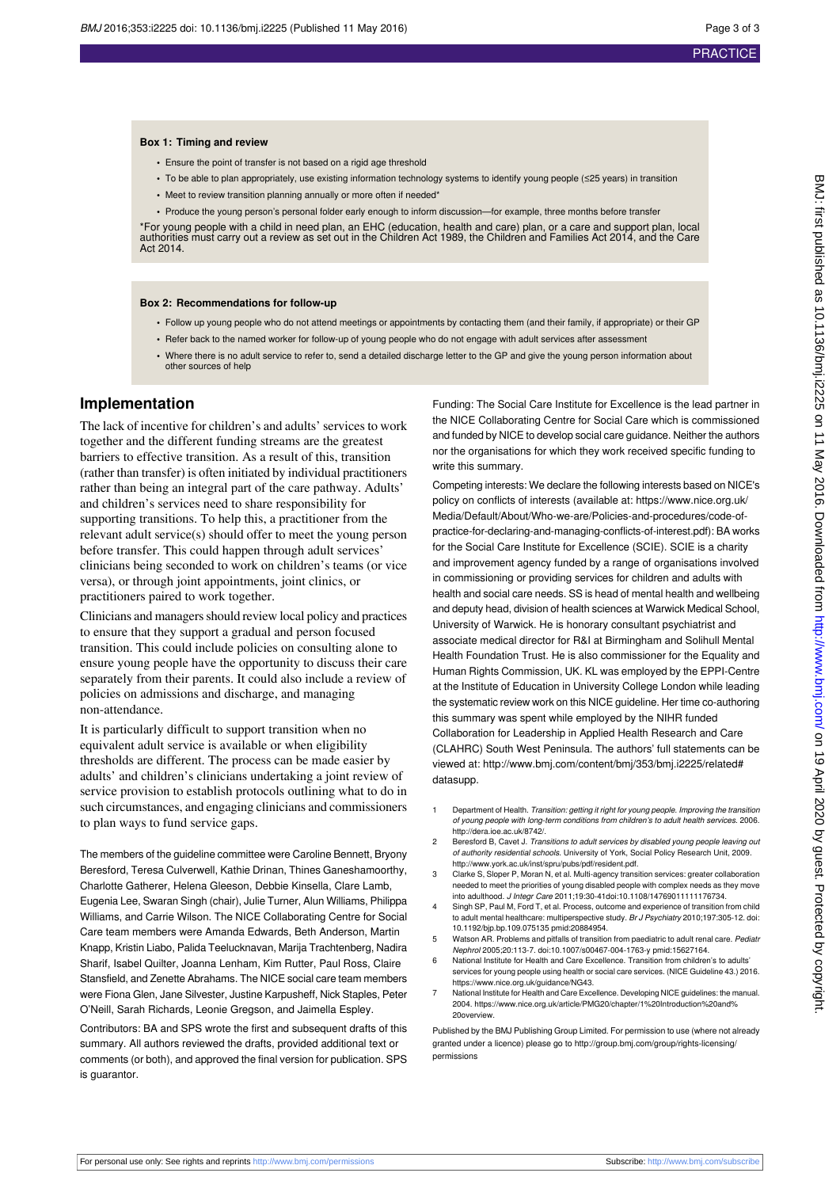**Box 1: Timing and review**

- Ensure the point of transfer is not based on a rigid age threshold
- To be able to plan appropriately, use existing information technology systems to identify young people (≤25 years) in transition
- Meet to review transition planning annually or more often if needed*
- Produce the young person's personal folder early enough to inform discussion—for example, three months before transfer

*For young people with a child in need plan, an EHC (education, health and care) plan, or a care and support plan, local authorities must carry out a review as set out in the Children Act 1989, the Children and Families Act 2014, and the Care Act 2014.

**Box 2: Recommendations for follow-up**

- Follow up young people who do not attend meetings or appointments by contacting them (and their family, if appropriate) or their GP
- Refer back to the named worker for follow-up of young people who do not engage with adult services after assessment
- Where there is no adult service to refer to, send a detailed discharge letter to the GP and give the young person information about other sources of help

## Implementation

The lack of incentive for children's and adults' services to work together and the different funding streams are the greatest barriers to effective transition. As a result of this, transition (rather than transfer) is often initiated by individual practitioners rather than being an integral part of the care pathway. Adults' and children's services need to share responsibility for supporting transitions. To help this, a practitioner from the relevant adult service(s) should offer to meet the young person before transfer. This could happen through adult services' clinicians being seconded to work on children's teams (or vice versa), or through joint appointments, joint clinics, or practitioners paired to work together.

Clinicians and managers should review local policy and practices to ensure that they support a gradual and person focused transition. This could include policies on consulting alone to ensure young people have the opportunity to discuss their care separately from their parents. It could also include a review of policies on admissions and discharge, and managing non-attendance.

It is particularly difficult to support transition when no equivalent adult service is available or when eligibility thresholds are different. The process can be made easier by adults' and children's clinicians undertaking a joint review of service provision to establish protocols outlining what to do in such circumstances, and engaging clinicians and commissioners to plan ways to fund service gaps.

The members of the guideline committee were Caroline Bennett, Bryony Beresford, Teresa Culverwell, Kathie Drinan, Thines Ganeshamoorthy, Charlotte Gatherer, Helena Gleeson, Debbie Kinsella, Clare Lamb, Eugenia Lee, Swaran Singh (chair), Julie Turner, Alun Williams, Philippa Williams, and Carrie Wilson. The NICE Collaborating Centre for Social Care team members were Amanda Edwards, Beth Anderson, Martin Knapp, Kristin Liabo, Palida Teelucknavan, Marija Trachtenberg, Nadira Sharif, Isabel Quilter, Joanna Lenham, Kim Rutter, Paul Ross, Claire Stansfield, and Zenette Abrahams. The NICE social care team members were Fiona Glen, Jane Silvester, Justine Karpusheff, Nick Staples, Peter O'Neill, Sarah Richards, Leonie Gregson, and Jaimella Espley.

Contributors: BA and SPS wrote the first and subsequent drafts of this summary. All authors reviewed the drafts, provided additional text or comments (or both), and approved the final version for publication. SPS is guarantor.

Funding: The Social Care Institute for Excellence is the lead partner in the NICE Collaborating Centre for Social Care which is commissioned and funded by NICE to develop social care guidance. Neither the authors nor the organisations for which they work received specific funding to write this summary.

Competing interests: We declare the following interests based on NICE's policy on conflicts of interests (available at: https://www.nice.org.uk/Media/Default/About/Who-we-are/Policies-and-procedures/code-of-practice-for-declaring-and-managing-conflicts-of-interest.pdf): BA works for the Social Care Institute for Excellence (SCIE). SCIE is a charity and improvement agency funded by a range of organisations involved in commissioning or providing services for children and adults with health and social care needs. SS is head of mental health and wellbeing and deputy head, division of health sciences at Warwick Medical School, University of Warwick. He is honorary consultant psychiatrist and associate medical director for R&I at Birmingham and Solihull Mental Health Foundation Trust. He is also commissioner for the Equality and Human Rights Commission, UK. KL was employed by the EPPI-Centre at the Institute of Education in University College London while leading the systematic review work on this NICE guideline. Her time co-authoring this summary was spent while employed by the NIHR funded Collaboration for Leadership in Applied Health Research and Care (CLAHRC) South West Peninsula. The authors' full statements can be viewed at: http://www.bmj.com/content/bmj/353/bmj.i2225/related#datasupp.

1. Department of Health. *Transition: getting it right for young people. Improving the transition of young people with long-term conditions from children's to adult health services.* 2006. http://dera.ioe.ac.uk/8742/.
2. Beresford B, Cavet J. *Transitions to adult services by disabled young people leaving out of authority residential schools.* University of York, Social Policy Research Unit, 2009. http://www.york.ac.uk/inst/spru/pubs/pdf/resident.pdf.
3. Clarke S, Sloper P, Moran N, et al. Multi-agency transition services: greater collaboration needed to meet the priorities of young disabled people with complex needs as they move into adulthood. *J Integr Care* 2011;19:30-41doi:10.1108/14769011111176734.
4. Singh SP, Paul M, Ford T, et al. Process, outcome and experience of transition from child to adult mental healthcare: multiperspective study. *Br J Psychiatry* 2010;197:305-12. doi:10.1192/bjp.bp.109.075135 pmid:20884954.
5. Watson AR. Problems and pitfalls of transition from paediatric to adult renal care. *Pediatr Nephrol* 2005;20:113-7. doi:10.1007/s00467-004-1763-y pmid:15627164.
6. National Institute for Health and Care Excellence. Transition from children's to adults' services for young people using health or social care services. (NICE Guideline 43.) 2016. https://www.nice.org.uk/guidance/NG43.
7. National Institute for Health and Care Excellence. Developing NICE guidelines: the manual. 2004. https://www.nice.org.uk/article/PMG20/chapter/1%20Introduction%20and%20overview.

Published by the BMJ Publishing Group Limited. For permission to use (where not already granted under a licence) please go to http://group.bmj.com/group/rights-licensing/permissions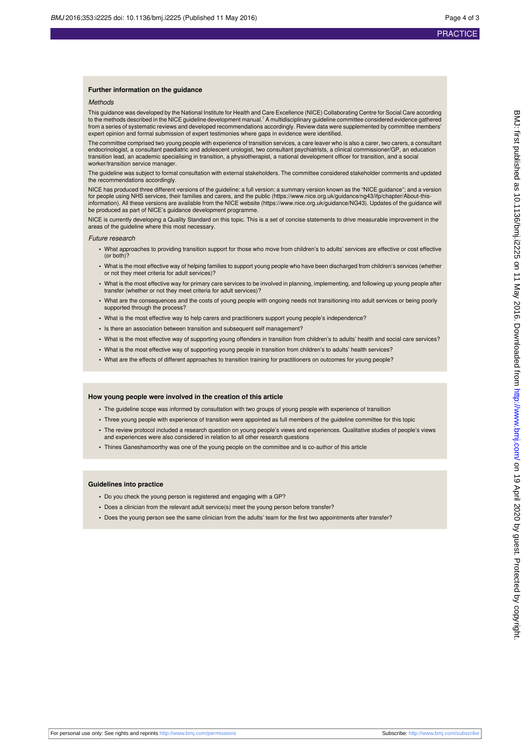## Further information on the guidance

### *Methods*

This guidance was developed by the National Institute for Health and Care Excellence (NICE) Collaborating Centre for Social Care according to the methods described in the NICE guideline development manual.[7] A multidisciplinary guideline committee considered evidence gathered from a series of systematic reviews and developed recommendations accordingly. Review data were supplemented by committee members' expert opinion and formal submission of expert testimonies where gaps in evidence were identified.

The committee comprised two young people with experience of transition services, a care leaver who is also a carer, two carers, a consultant endocrinologist, a consultant paediatric and adolescent urologist, two consultant psychiatrists, a clinical commissioner/GP, an education transition lead, an academic specialising in transition, a physiotherapist, a national development officer for transition, and a social worker/transition service manager.

The guideline was subject to formal consultation with external stakeholders. The committee considered stakeholder comments and updated the recommendations accordingly.

NICE has produced three different versions of the guideline: a full version; a summary version known as the "NICE guidance"; and a version for people using NHS services, their families and carers, and the public (https://www.nice.org.uk/guidance/ng43/ifp/chapter/About-this-information). All these versions are available from the NICE website (https://www.nice.org.uk/guidance/NG43). Updates of the guidance will be produced as part of NICE's guidance development programme.

NICE is currently developing a Quality Standard on this topic. This is a set of concise statements to drive measurable improvement in the areas of the guideline where this most necessary.

### *Future research*

- What approaches to providing transition support for those who move from children's to adults' services are effective or cost effective (or both)?
- What is the most effective way of helping families to support young people who have been discharged from children's services (whether or not they meet criteria for adult services)?
- What is the most effective way for primary care services to be involved in planning, implementing, and following up young people after transfer (whether or not they meet criteria for adult services)?
- What are the consequences and the costs of young people with ongoing needs not transitioning into adult services or being poorly supported through the process?
- What is the most effective way to help carers and practitioners support young people's independence?
- Is there an association between transition and subsequent self management?
- What is the most effective way of supporting young offenders in transition from children's to adults' health and social care services?
- What is the most effective way of supporting young people in transition from children's to adults' health services?
- What are the effects of different approaches to transition training for practitioners on outcomes for young people?

## How young people were involved in the creation of this article

- The guideline scope was informed by consultation with two groups of young people with experience of transition
- Three young people with experience of transition were appointed as full members of the guideline committee for this topic
- The review protocol included a research question on young people's views and experiences. Qualitative studies of people's views and experiences were also considered in relation to all other research questions
- Thines Ganeshamoorthy was one of the young people on the committee and is co-author of this article

## Guidelines into practice

- Do you check the young person is registered and engaging with a GP?
- Does a clinician from the relevant adult service(s) meet the young person before transfer?
- Does the young person see the same clinician from the adults' team for the first two appointments after transfer?